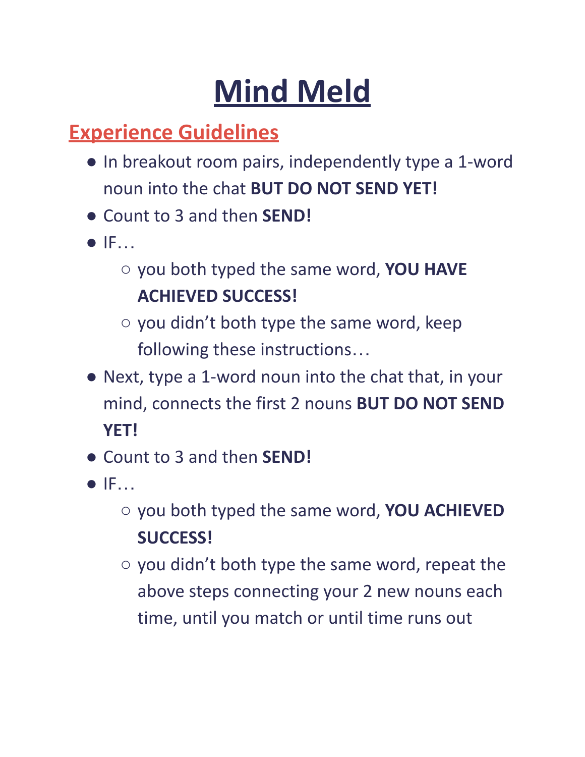# Mind Meld

## Experience Guidelines

- In breakout room pairs, independently type a 1-word noun into the chat **BUT DO NOT SEND YET!**
- Count to 3 and then **SEND!**
- IF…
  - you both typed the same word, **YOU HAVE ACHIEVED SUCCESS!**
  - you didn't both type the same word, keep following these instructions…
- Next, type a 1-word noun into the chat that, in your mind, connects the first 2 nouns **BUT DO NOT SEND YET!**
- Count to 3 and then **SEND!**
- IF…
  - you both typed the same word, **YOU ACHIEVED SUCCESS!**
  - you didn't both type the same word, repeat the above steps connecting your 2 new nouns each time, until you match or until time runs out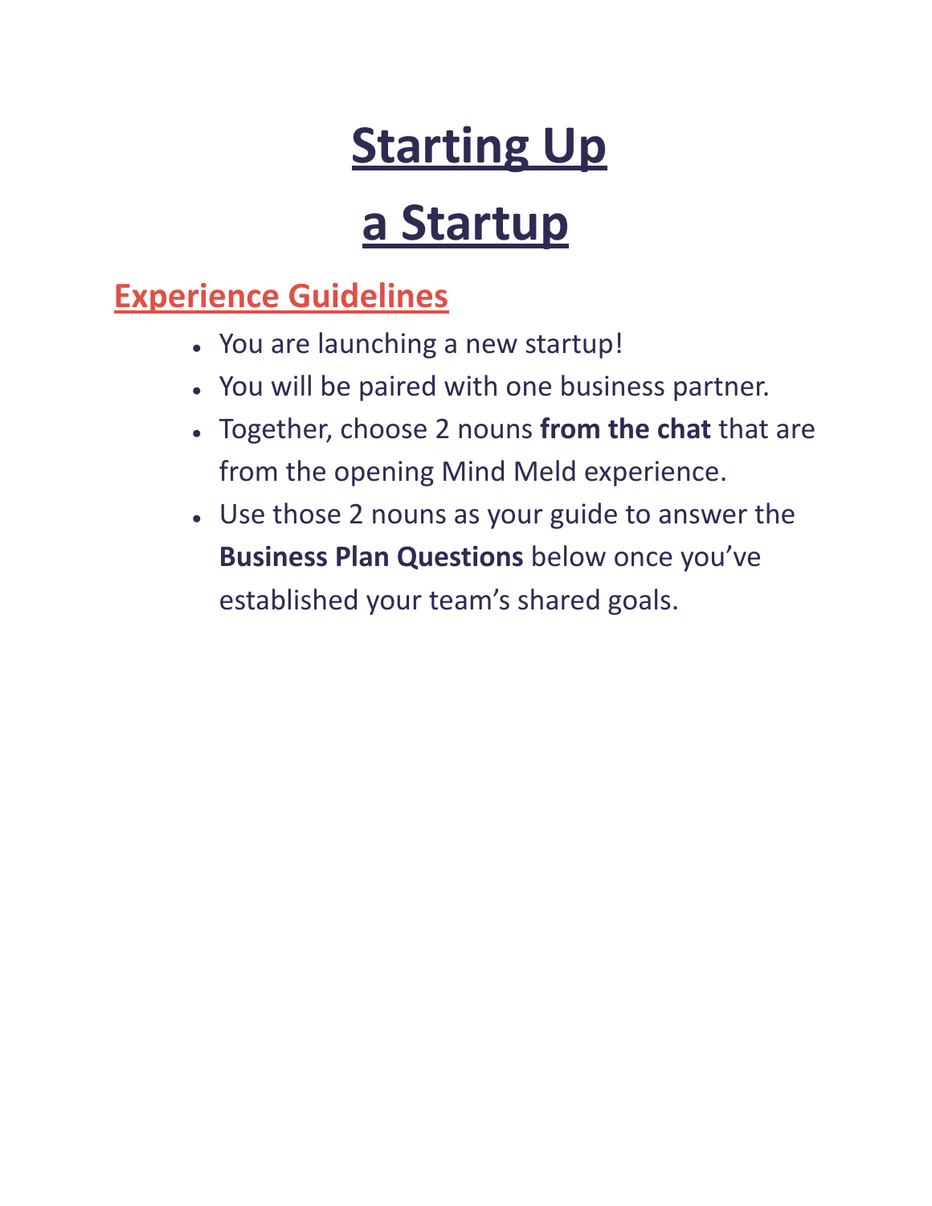# Starting Up a Startup

## Experience Guidelines

- You are launching a new startup!
- You will be paired with one business partner.
- Together, choose 2 nouns **from the chat** that are from the opening Mind Meld experience.
- Use those 2 nouns as your guide to answer the **Business Plan Questions** below once you've established your team's shared goals.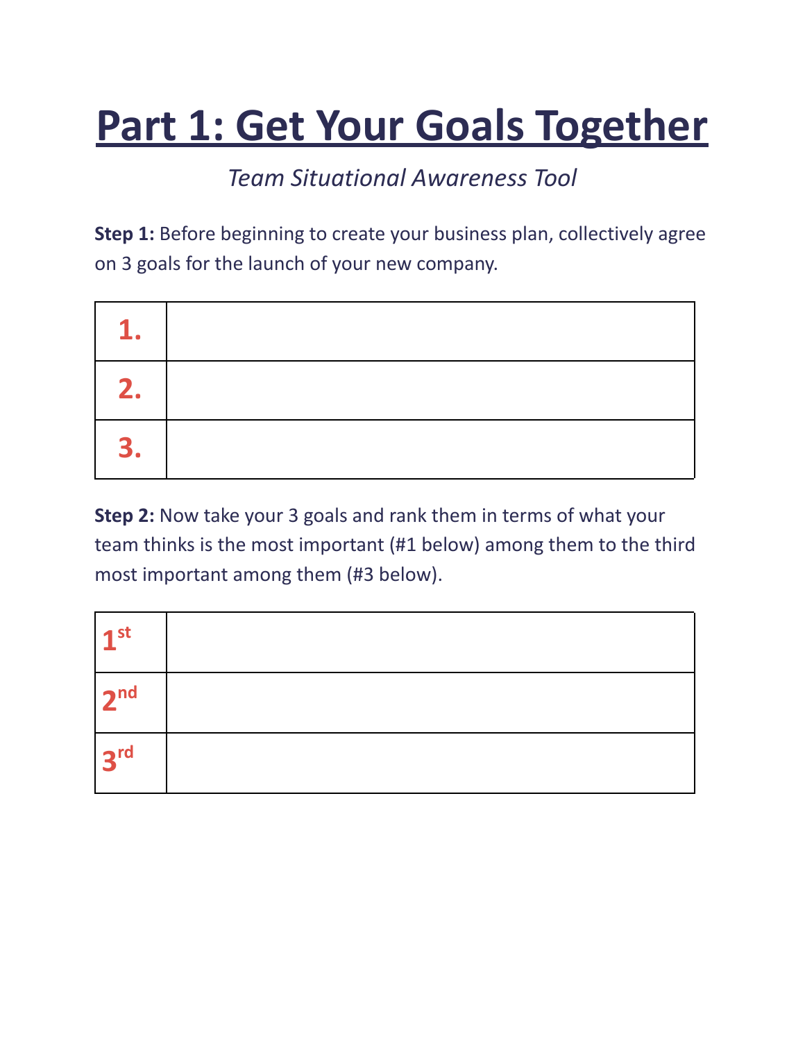# Part 1: Get Your Goals Together

*Team Situational Awareness Tool*

**Step 1:** Before beginning to create your business plan, collectively agree on 3 goals for the launch of your new company.

| | |
|---|---|
| **1.** | |
| **2.** | |
| **3.** | |

**Step 2:** Now take your 3 goals and rank them in terms of what your team thinks is the most important (#1 below) among them to the third most important among them (#3 below).

| | |
|---|---|
| **1st** | |
| **2nd** | |
| **3rd** | |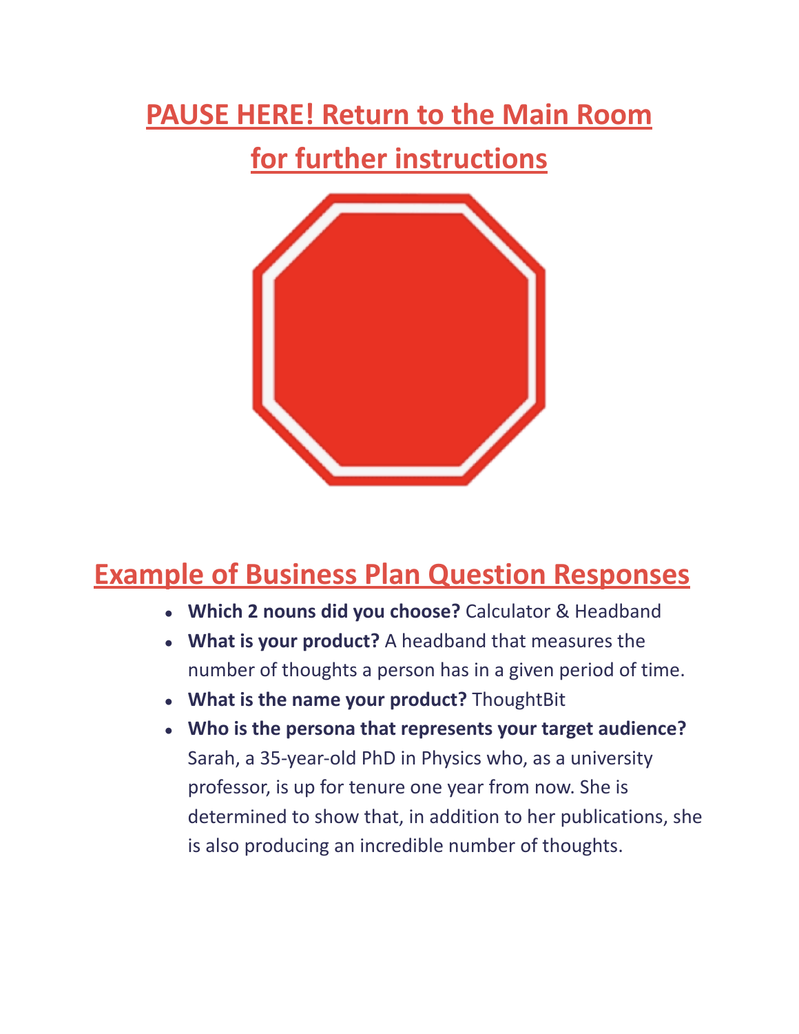## PAUSE HERE! Return to the Main Room for further instructions

## Example of Business Plan Question Responses

- **Which 2 nouns did you choose?** Calculator & Headband
- **What is your product?** A headband that measures the number of thoughts a person has in a given period of time.
- **What is the name your product?** ThoughtBit
- **Who is the persona that represents your target audience?** Sarah, a 35-year-old PhD in Physics who, as a university professor, is up for tenure one year from now. She is determined to show that, in addition to her publications, she is also producing an incredible number of thoughts.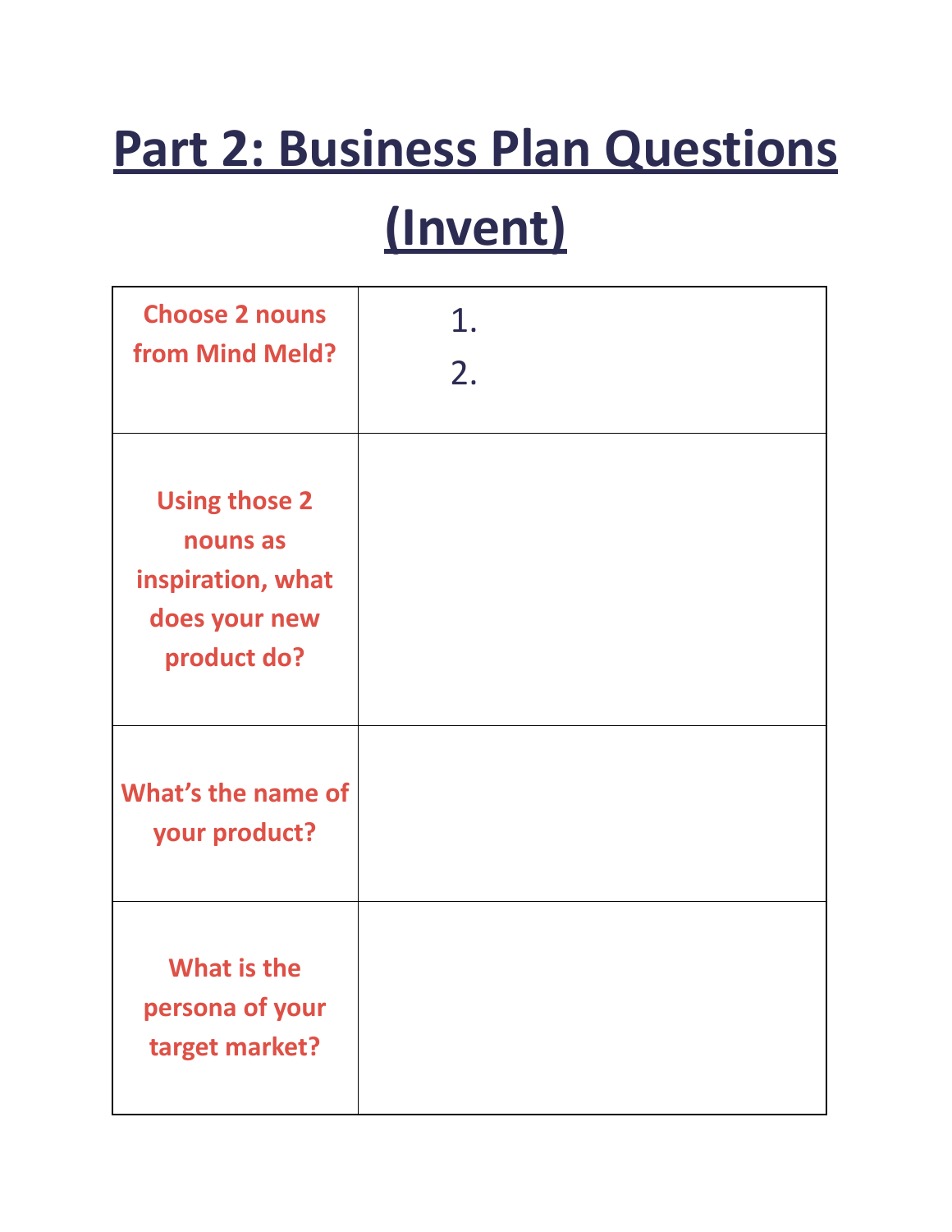# Part 2: Business Plan Questions (Invent)

| | |
|---|---|
| **Choose 2 nouns from Mind Meld?** | 1.<br>2. |
| **Using those 2 nouns as inspiration, what does your new product do?** | |
| **What's the name of your product?** | |
| **What is the persona of your target market?** | |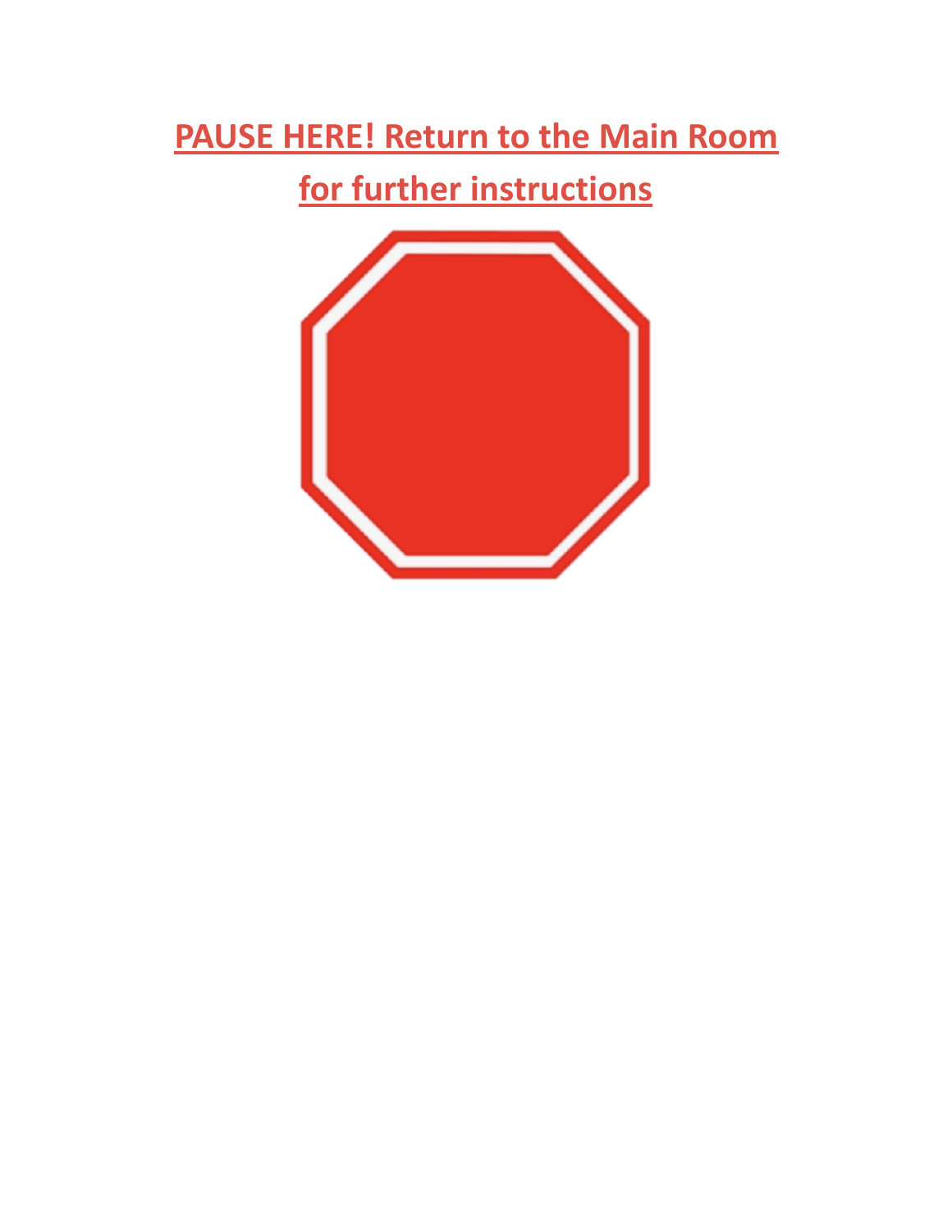**PAUSE HERE! Return to the Main Room for further instructions**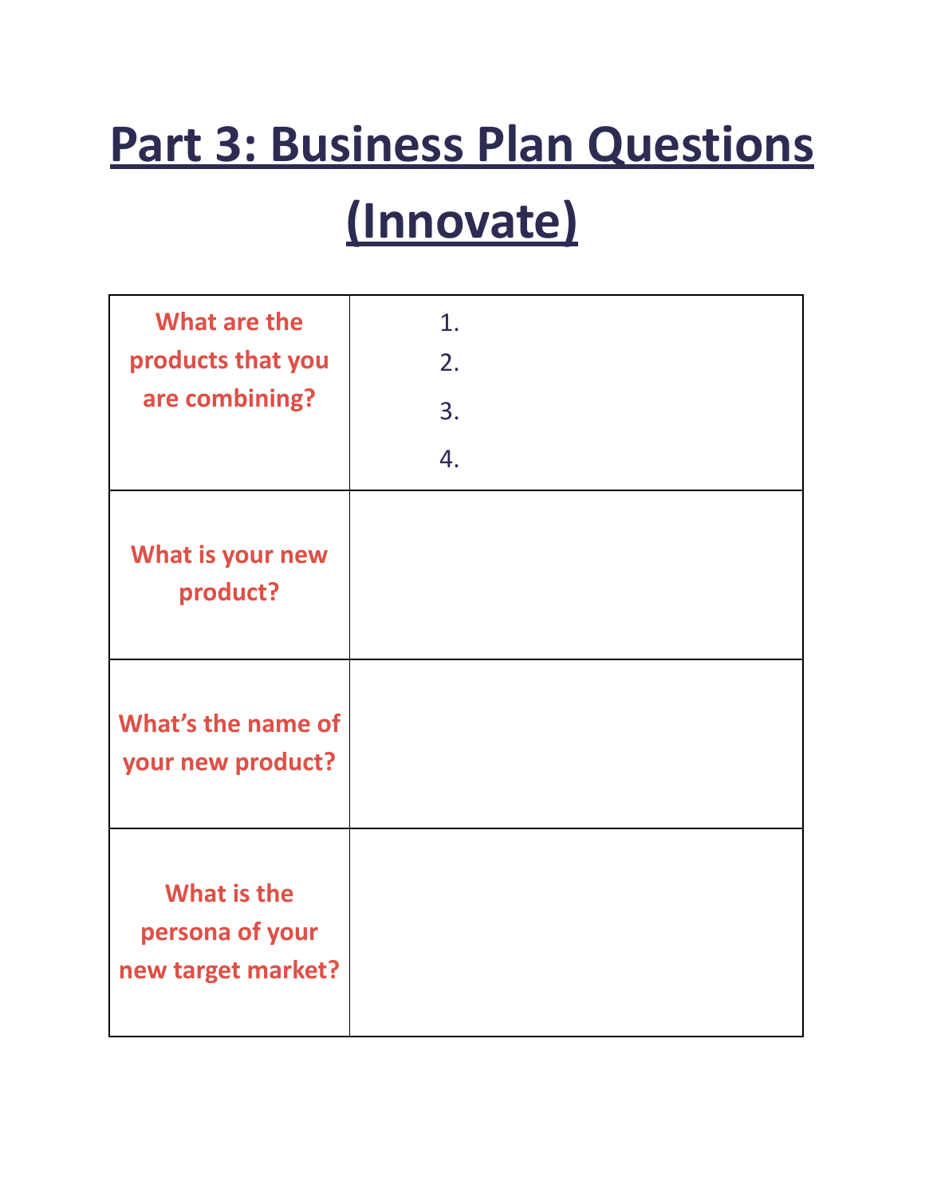# Part 3: Business Plan Questions (Innovate)

| | |
|---|---|
| **What are the products that you are combining?** | 1.<br>2.<br>3.<br>4. |
| **What is your new product?** | |
| **What's the name of your new product?** | |
| **What is the persona of your new target market?** | |